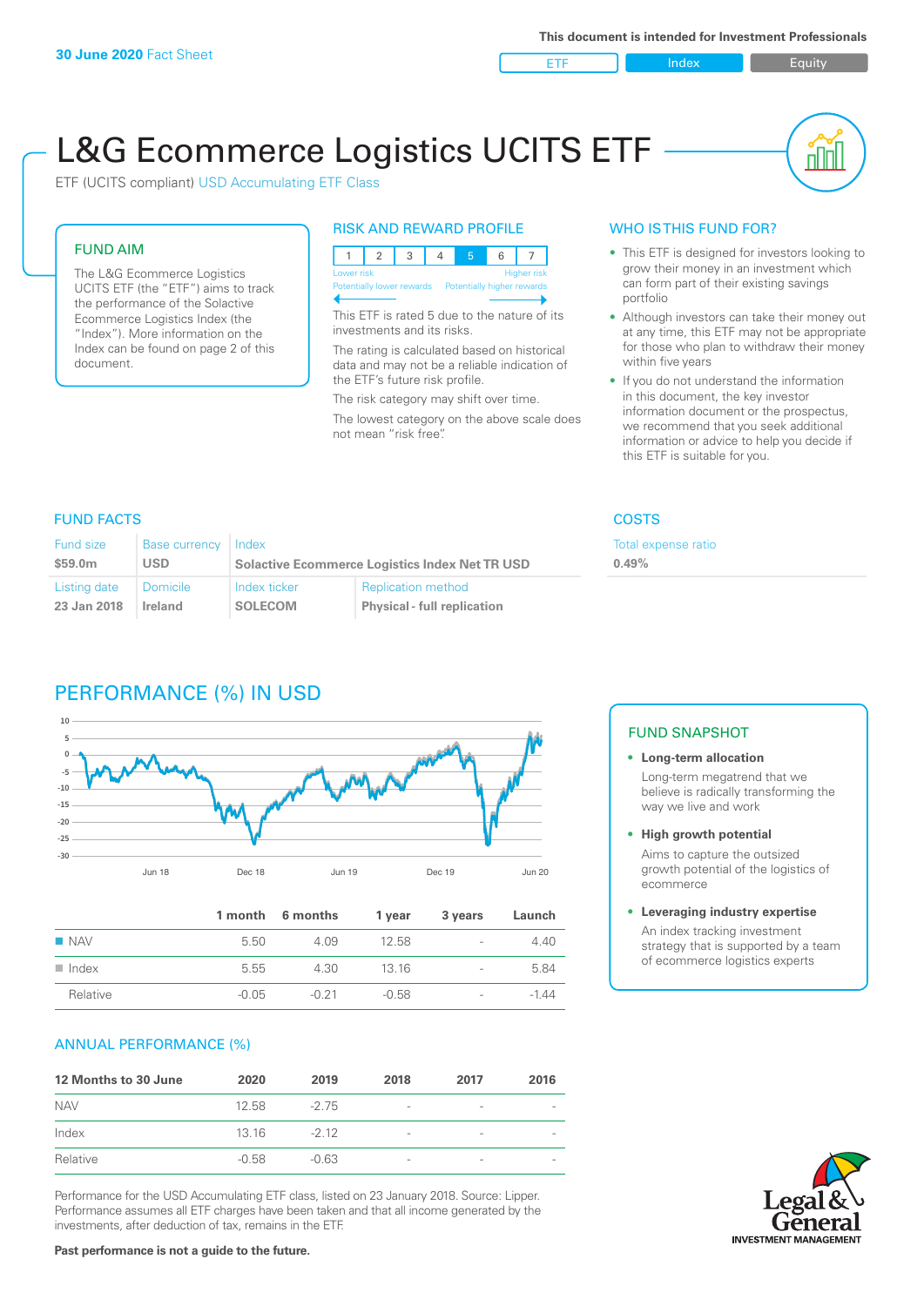**30 June 2020** Fact Sheet

This document is intended for Investment Professionals

ETF | Index | Equity

# L&G Ecommerce Logistics UCITS ETF

ETF (UCITS compliant) USD Accumulating ETF Class

## FUND AIM

The L&G Ecommerce Logistics UCITS ETF (the "ETF") aims to track the performance of the Solactive Ecommerce Logistics Index (the "Index"). More information on the Index can be found on page 2 of this document.

## RISK AND REWARD PROFILE

| 1 | 2 | 3 | 4 | 5 | 6 | 7 |
|---|---|---|---|---|---|---|

Lower risk — Higher risk
Potentially lower rewards — Potentially higher rewards

This ETF is rated 5 due to the nature of its investments and its risks.

The rating is calculated based on historical data and may not be a reliable indication of the ETF's future risk profile.

The risk category may shift over time.

The lowest category on the above scale does not mean "risk free".

## WHO IS THIS FUND FOR?

- This ETF is designed for investors looking to grow their money in an investment which can form part of their existing savings portfolio
- Although investors can take their money out at any time, this ETF may not be appropriate for those who plan to withdraw their money within five years
- If you do not understand the information in this document, the key investor information document or the prospectus, we recommend that you seek additional information or advice to help you decide if this ETF is suitable for you.

## FUND FACTS

| Fund size | Base currency | Index | |
|---|---|---|---|
| $59.0m | USD | Solactive Ecommerce Logistics Index Net TR USD | |
| **Listing date** | **Domicile** | **Index ticker** | **Replication method** |
| 23 Jan 2018 | Ireland | SOLECOM | Physical - full replication |

## COSTS

| Total expense ratio |
|---|
| 0.49% |

## PERFORMANCE (%) IN USD

| | 1 month | 6 months | 1 year | 3 years | Launch |
|---|---|---|---|---|---|
| NAV | 5.50 | 4.09 | 12.58 | - | 4.40 |
| Index | 5.55 | 4.30 | 13.16 | - | 5.84 |
| Relative | -0.05 | -0.21 | -0.58 | - | -1.44 |

## FUND SNAPSHOT

- **Long-term allocation**
  Long-term megatrend that we believe is radically transforming the way we live and work
- **High growth potential**
  Aims to capture the outsized growth potential of the logistics of ecommerce
- **Leveraging industry expertise**
  An index tracking investment strategy that is supported by a team of ecommerce logistics experts

## ANNUAL PERFORMANCE (%)

| 12 Months to 30 June | 2020 | 2019 | 2018 | 2017 | 2016 |
|---|---|---|---|---|---|
| NAV | 12.58 | -2.75 | - | - | - |
| Index | 13.16 | -2.12 | - | - | - |
| Relative | -0.58 | -0.63 | - | - | - |

Performance for the USD Accumulating ETF class, listed on 23 January 2018. Source: Lipper. Performance assumes all ETF charges have been taken and that all income generated by the investments, after deduction of tax, remains in the ETF.

**Past performance is not a guide to the future.**

Legal & General INVESTMENT MANAGEMENT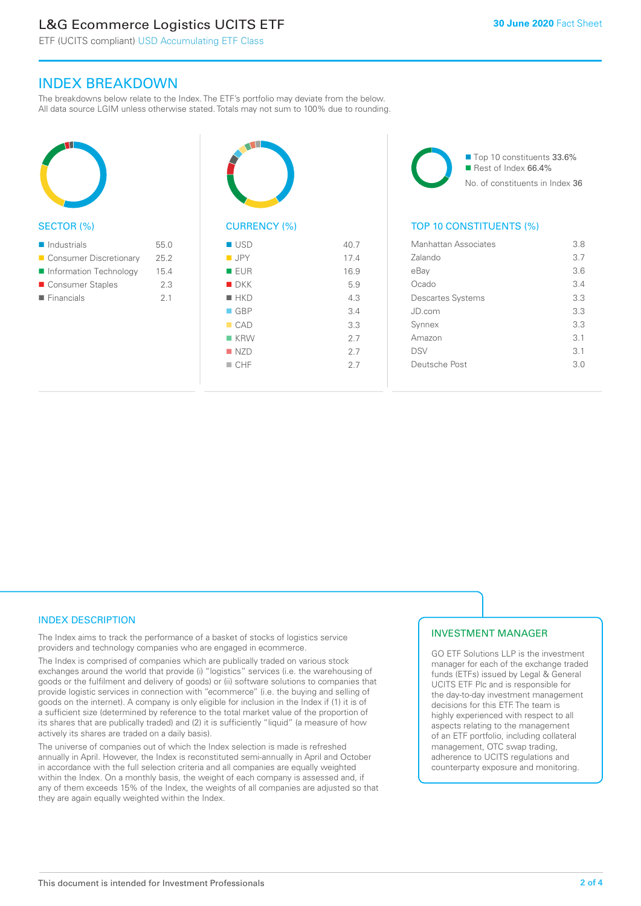# INDEX BREAKDOWN

The breakdowns below relate to the Index. The ETF's portfolio may deviate from the below. All data source LGIM unless otherwise stated. Totals may not sum to 100% due to rounding.

## SECTOR (%)

| Sector | % |
| --- | --- |
| Industrials | 55.0 |
| Consumer Discretionary | 25.2 |
| Information Technology | 15.4 |
| Consumer Staples | 2.3 |
| Financials | 2.1 |

## CURRENCY (%)

| Currency | % |
| --- | --- |
| USD | 40.7 |
| JPY | 17.4 |
| EUR | 16.9 |
| DKK | 5.9 |
| HKD | 4.3 |
| GBP | 3.4 |
| CAD | 3.3 |
| KRW | 2.7 |
| NZD | 2.7 |
| CHF | 2.7 |

- Top 10 constituents 33.6%
- Rest of Index 66.4%

No. of constituents in Index 36

## TOP 10 CONSTITUENTS (%)

| Constituent | % |
| --- | --- |
| Manhattan Associates | 3.8 |
| Zalando | 3.7 |
| eBay | 3.6 |
| Ocado | 3.4 |
| Descartes Systems | 3.3 |
| JD.com | 3.3 |
| Synnex | 3.3 |
| Amazon | 3.1 |
| DSV | 3.1 |
| Deutsche Post | 3.0 |

## INDEX DESCRIPTION

The Index aims to track the performance of a basket of stocks of logistics service providers and technology companies who are engaged in ecommerce.

The Index is comprised of companies which are publically traded on various stock exchanges around the world that provide (i) "logistics" services (i.e. the warehousing of goods or the fulfilment and delivery of goods) or (ii) software solutions to companies that provide logistic services in connection with "ecommerce" (i.e. the buying and selling of goods on the internet). A company is only eligible for inclusion in the Index if (1) it is of a sufficient size (determined by reference to the total market value of the proportion of its shares that are publically traded) and (2) it is sufficiently "liquid" (a measure of how actively its shares are traded on a daily basis).

The universe of companies out of which the Index selection is made is refreshed annually in April. However, the Index is reconstituted semi-annually in April and October in accordance with the full selection criteria and all companies are equally weighted within the Index. On a monthly basis, the weight of each company is assessed and, if any of them exceeds 15% of the Index, the weights of all companies are adjusted so that they are again equally weighted within the Index.

## INVESTMENT MANAGER

GO ETF Solutions LLP is the investment manager for each of the exchange traded funds (ETFs) issued by Legal & General UCITS ETF Plc and is responsible for the day-to-day investment management decisions for this ETF. The team is highly experienced with respect to all aspects relating to the management of an ETF portfolio, including collateral management, OTC swap trading, adherence to UCITS regulations and counterparty exposure and monitoring.

This document is intended for Investment Professionals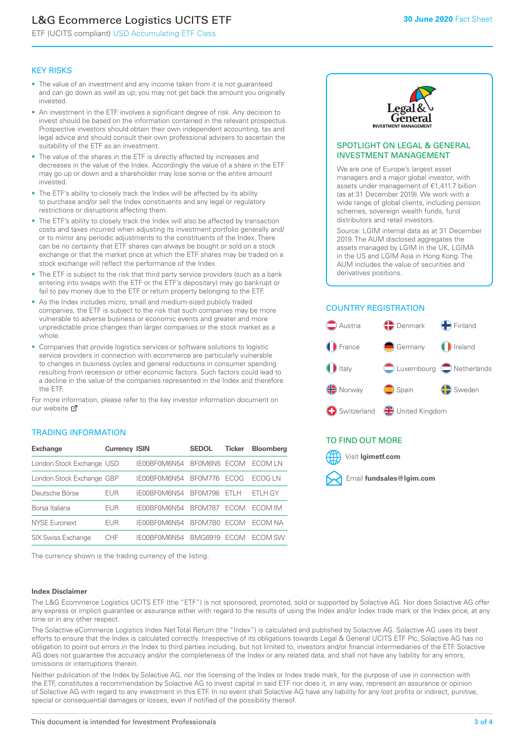# L&G Ecommerce Logistics UCITS ETF

ETF (UCITS compliant) USD Accumulating ETF Class

**30 June 2020** Fact Sheet

## KEY RISKS

- The value of an investment and any income taken from it is not guaranteed and can go down as well as up; you may not get back the amount you originally invested.
- An investment in the ETF involves a significant degree of risk. Any decision to invest should be based on the information contained in the relevant prospectus. Prospective investors should obtain their own independent accounting, tax and legal advice and should consult their own professional advisers to ascertain the suitability of the ETF as an investment.
- The value of the shares in the ETF is directly affected by increases and decreases in the value of the Index. Accordingly the value of a share in the ETF may go up or down and a shareholder may lose some or the entire amount invested.
- The ETF's ability to closely track the Index will be affected by its ability to purchase and/or sell the Index constituents and any legal or regulatory restrictions or disruptions affecting them.
- The ETF's ability to closely track the Index will also be affected by transaction costs and taxes incurred when adjusting its investment portfolio generally and/or to mirror any periodic adjustments to the constituents of the Index. There can be no certainty that ETF shares can always be bought or sold on a stock exchange or that the market price at which the ETF shares may be traded on a stock exchange will reflect the performance of the Index.
- The ETF is subject to the risk that third party service providers (such as a bank entering into swaps with the ETF or the ETF's depositary) may go bankrupt or fail to pay money due to the ETF or return property belonging to the ETF.
- As the Index includes micro, small and medium-sized publicly traded companies, the ETF is subject to the risk that such companies may be more vulnerable to adverse business or economic events and greater and more unpredictable price changes than larger companies or the stock market as a whole.
- Companies that provide logistics services or software solutions to logistic service providers in connection with ecommerce are particularly vulnerable to changes in business cycles and general reductions in consumer spending resulting from recession or other economic factors. Such factors could lead to a decline in the value of the companies represented in the Index and therefore the ETF.

For more information, please refer to the key investor information document on our website

## TRADING INFORMATION

| Exchange | Currency | ISIN | SEDOL | Ticker | Bloomberg |
|---|---|---|---|---|---|
| London Stock Exchange | USD | IE00BF0M6N54 | BF0M6N5 | ECOM | ECOM LN |
| London Stock Exchange | GBP | IE00BF0M6N54 | BF0M776 | ECOG | ECOG LN |
| Deutsche Börse | EUR | IE00BF0M6N54 | BF0M798 | ETLH | ETLH GY |
| Borsa Italiana | EUR | IE00BF0M6N54 | BF0M787 | ECOM | ECOM IM |
| NYSE Euronext | EUR | IE00BF0M6N54 | BF0M7B0 | ECOM | ECOM NA |
| SIX Swiss Exchange | CHF | IE00BF0M6N54 | BMG6919 | ECOM | ECOM SW |

The currency shown is the trading currency of the listing.

## SPOTLIGHT ON LEGAL & GENERAL INVESTMENT MANAGEMENT

We are one of Europe's largest asset managers and a major global investor, with assets under management of €1,411.7 billion (as at 31 December 2019). We work with a wide range of global clients, including pension schemes, sovereign wealth funds, fund distributors and retail investors.

Source: LGIM internal data as at 31 December 2019. The AUM disclosed aggregates the assets managed by LGIM in the UK, LGIMA in the US and LGIM Asia in Hong Kong. The AUM includes the value of securities and derivatives positions.

## COUNTRY REGISTRATION

Austria, Denmark, Finland, France, Germany, Ireland, Italy, Luxembourg, Netherlands, Norway, Spain, Sweden, Switzerland, United Kingdom

## TO FIND OUT MORE

Visit **lgimetf.com**

Email **fundsales@lgim.com**

### Index Disclaimer

The L&G Ecommerce Logistics UCITS ETF (the "ETF") is not sponsored, promoted, sold or supported by Solactive AG. Nor does Solactive AG offer any express or implicit guarantee or assurance either with regard to the results of using the Index and/or Index trade mark or the Index price, at any time or in any other respect.

The Solactive eCommerce Logistics Index Net Total Return (the "Index") is calculated and published by Solactive AG. Solactive AG uses its best efforts to ensure that the Index is calculated correctly. Irrespective of its obligations towards Legal & General UCITS ETF Plc, Solactive AG has no obligation to point out errors in the Index to third parties including, but not limited to, investors and/or financial intermediaries of the ETF. Solactive AG does not guarantee the accuracy and/or the completeness of the Index or any related data, and shall not have any liability for any errors, omissions or interruptions therein.

Neither publication of the Index by Solactive AG, nor the licensing of the Index or Index trade mark, for the purpose of use in connection with the ETF, constitutes a recommendation by Solactive AG to invest capital in said ETF nor does it, in any way, represent an assurance or opinion of Solactive AG with regard to any investment in this ETF. In no event shall Solactive AG have any liability for any lost profits or indirect, punitive, special or consequential damages or losses, even if notified of the possibility thereof.

This document is intended for Investment Professionals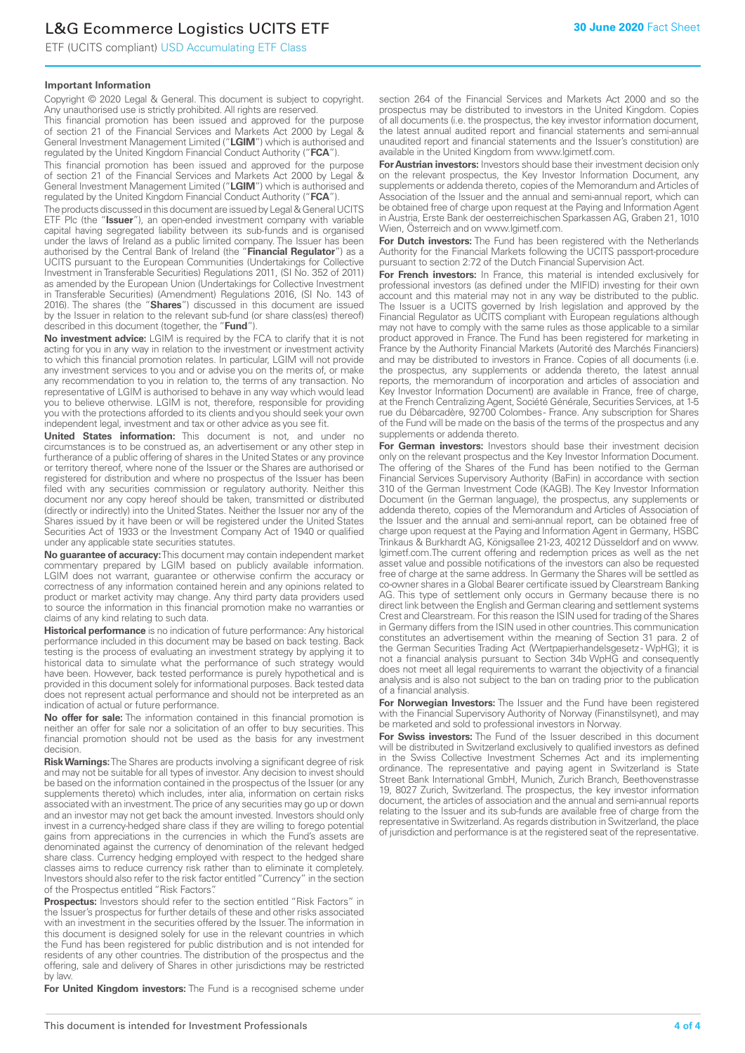### Important Information

Copyright © 2020 Legal & General. This document is subject to copyright. Any unauthorised use is strictly prohibited. All rights are reserved.

This financial promotion has been issued and approved for the purpose of section 21 of the Financial Services and Markets Act 2000 by Legal & General Investment Management Limited ("**LGIM**") which is authorised and regulated by the United Kingdom Financial Conduct Authority ("**FCA**").

This financial promotion has been issued and approved for the purpose of section 21 of the Financial Services and Markets Act 2000 by Legal & General Investment Management Limited ("**LGIM**") which is authorised and regulated by the United Kingdom Financial Conduct Authority ("**FCA**").

The products discussed in this document are issued by Legal & General UCITS ETF Plc (the "**Issuer**"), an open-ended investment company with variable capital having segregated liability between its sub-funds and is organised under the laws of Ireland as a public limited company. The Issuer has been authorised by the Central Bank of Ireland (the "**Financial Regulator**") as a UCITS pursuant to the European Communities (Undertakings for Collective Investment in Transferable Securities) Regulations 2011, (SI No. 352 of 2011) as amended by the European Union (Undertakings for Collective Investment in Transferable Securities) (Amendment) Regulations 2016, (SI No. 143 of 2016). The shares (the "**Shares**") discussed in this document are issued by the Issuer in relation to the relevant sub-fund (or share class(es) thereof) described in this document (together, the "**Fund**").

**No investment advice:** LGIM is required by the FCA to clarify that it is not acting for you in any way in relation to the investment or investment activity to which this financial promotion relates. In particular, LGIM will not provide any investment services to you and or advise you on the merits of, or make any recommendation to you in relation to, the terms of any transaction. No representative of LGIM is authorised to behave in any way which would lead you to believe otherwise. LGIM is not, therefore, responsible for providing you with the protections afforded to its clients and you should seek your own independent legal, investment and tax or other advice as you see fit.

**United States information:** This document is not, and under no circumstances is to be construed as, an advertisement or any other step in furtherance of a public offering of shares in the United States or any province or territory thereof, where none of the Issuer or the Shares are authorised or registered for distribution and where no prospectus of the Issuer has been filed with any securities commission or regulatory authority. Neither this document nor any copy hereof should be taken, transmitted or distributed (directly or indirectly) into the United States. Neither the Issuer nor any of the Shares issued by it have been or will be registered under the United States Securities Act of 1933 or the Investment Company Act of 1940 or qualified under any applicable state securities statutes.

**No guarantee of accuracy:** This document may contain independent market commentary prepared by LGIM based on publicly available information. LGIM does not warrant, guarantee or otherwise confirm the accuracy or correctness of any information contained herein and any opinions related to product or market activity may change. Any third party data providers used to source the information in this financial promotion make no warranties or claims of any kind relating to such data.

**Historical performance** is no indication of future performance: Any historical performance included in this document may be based on back testing. Back testing is the process of evaluating an investment strategy by applying it to historical data to simulate what the performance of such strategy would have been. However, back tested performance is purely hypothetical and is provided in this document solely for informational purposes. Back tested data does not represent actual performance and should not be interpreted as an indication of actual or future performance.

**No offer for sale:** The information contained in this financial promotion is neither an offer for sale nor a solicitation of an offer to buy securities. This financial promotion should not be used as the basis for any investment decision.

**Risk Warnings:** The Shares are products involving a significant degree of risk and may not be suitable for all types of investor. Any decision to invest should be based on the information contained in the prospectus of the Issuer (or any supplements thereto) which includes, inter alia, information on certain risks associated with an investment. The price of any securities may go up or down and an investor may not get back the amount invested. Investors should only invest in a currency-hedged share class if they are willing to forego potential gains from appreciations in the currencies in which the Fund's assets are denominated against the currency of denomination of the relevant hedged share class. Currency hedging employed with respect to the hedged share classes aims to reduce currency risk rather than to eliminate it completely. Investors should also refer to the risk factor entitled "Currency" in the section of the Prospectus entitled "Risk Factors".

**Prospectus:** Investors should refer to the section entitled "Risk Factors" in the Issuer's prospectus for further details of these and other risks associated with an investment in the securities offered by the Issuer. The information in this document is designed solely for use in the relevant countries in which the Fund has been registered for public distribution and is not intended for residents of any other countries. The distribution of the prospectus and the offering, sale and delivery of Shares in other jurisdictions may be restricted by law.

**For United Kingdom investors:** The Fund is a recognised scheme under section 264 of the Financial Services and Markets Act 2000 and so the prospectus may be distributed to investors in the United Kingdom. Copies of all documents (i.e. the prospectus, the key investor information document, the latest annual audited report and financial statements and semi-annual unaudited report and financial statements and the Issuer's constitution) are available in the United Kingdom from www.lgimetf.com.

**For Austrian investors:** Investors should base their investment decision only on the relevant prospectus, the Key Investor Information Document, any supplements or addenda thereto, copies of the Memorandum and Articles of Association of the Issuer and the annual and semi-annual report, which can be obtained free of charge upon request at the Paying and Information Agent in Austria, Erste Bank der oesterreichischen Sparkassen AG, Graben 21, 1010 Wien, Österreich and on www.lgimetf.com.

**For Dutch investors:** The Fund has been registered with the Netherlands Authority for the Financial Markets following the UCITS passport-procedure pursuant to section 2:72 of the Dutch Financial Supervision Act.

**For French investors:** In France, this material is intended exclusively for professional investors (as defined under the MIFID) investing for their own account and this material may not in any way be distributed to the public. The Issuer is a UCITS governed by Irish legislation and approved by the Financial Regulator as UCITS compliant with European regulations although may not have to comply with the same rules as those applicable to a similar product approved in France. The Fund has been registered for marketing in France by the Authority Financial Markets (Autorité des Marchés Financiers) and may be distributed to investors in France. Copies of all documents (i.e. the prospectus, any supplements or addenda thereto, the latest annual reports, the memorandum of incorporation and articles of association and Key Investor Information Document) are available in France, free of charge, at the French Centralizing Agent, Société Générale, Securities Services, at 1-5 rue du Débarcadère, 92700 Colombes - France. Any subscription for Shares of the Fund will be made on the basis of the terms of the prospectus and any supplements or addenda thereto.

**For German investors:** Investors should base their investment decision only on the relevant prospectus and the Key Investor Information Document. The offering of the Shares of the Fund has been notified to the German Financial Services Supervisory Authority (BaFin) in accordance with section 310 of the German Investment Code (KAGB). The Key Investor Information Document (in the German language), the prospectus, any supplements or addenda thereto, copies of the Memorandum and Articles of Association of the Issuer and the annual and semi-annual report, can be obtained free of charge upon request at the Paying and Information Agent in Germany, HSBC Trinkaus & Burkhardt AG, Königsallee 21-23, 40212 Düsseldorf and on www.lgimetf.com.The current offering and redemption prices as well as the net asset value and possible notifications of the investors can also be requested free of charge at the same address. In Germany the Shares will be settled as co-owner shares in a Global Bearer certificate issued by Clearstream Banking AG. This type of settlement only occurs in Germany because there is no direct link between the English and German clearing and settlement systems Crest and Clearstream. For this reason the ISIN used for trading of the Shares in Germany differs from the ISIN used in other countries. This communication constitutes an advertisement within the meaning of Section 31 para. 2 of the German Securities Trading Act (Wertpapierhandelsgesetz - WpHG); it is not a financial analysis pursuant to Section 34b WpHG and consequently does not meet all legal requirements to warrant the objectivity of a financial analysis and is also not subject to the ban on trading prior to the publication of a financial analysis.

**For Norwegian Investors:** The Issuer and the Fund have been registered with the Financial Supervisory Authority of Norway (Finanstilsynet), and may be marketed and sold to professional investors in Norway.

**For Swiss investors:** The Fund of the Issuer described in this document will be distributed in Switzerland exclusively to qualified investors as defined in the Swiss Collective Investment Schemes Act and its implementing ordinance. The representative and paying agent in Switzerland is State Street Bank International GmbH, Munich, Zurich Branch, Beethovenstrasse 19, 8027 Zurich, Switzerland. The prospectus, the key investor information document, the articles of association and the annual and semi-annual reports relating to the Issuer and its sub-funds are available free of charge from the representative in Switzerland. As regards distribution in Switzerland, the place of jurisdiction and performance is at the registered seat of the representative.